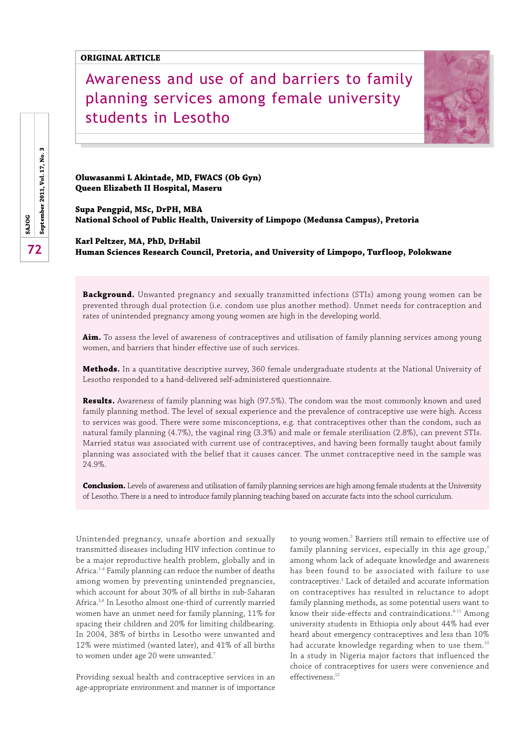ORIGINAL ARTICLE

# Awareness and use of and barriers to family planning services among female university students in Lesotho

**Oluwasanmi L Akintade, MD, FWACS (Ob Gyn)**
**Queen Elizabeth II Hospital, Maseru**

**Supa Pengpid, MSc, DrPH, MBA**
**National School of Public Health, University of Limpopo (Medunsa Campus), Pretoria**

**Karl Peltzer, MA, PhD, DrHabil**
**Human Sciences Research Council, Pretoria, and University of Limpopo, Turfloop, Polokwane**

**Background.** Unwanted pregnancy and sexually transmitted infections (STIs) among young women can be prevented through dual protection (i.e. condom use plus another method). Unmet needs for contraception and rates of unintended pregnancy among young women are high in the developing world.

**Aim.** To assess the level of awareness of contraceptives and utilisation of family planning services among young women, and barriers that hinder effective use of such services.

**Methods.** In a quantitative descriptive survey, 360 female undergraduate students at the National University of Lesotho responded to a hand-delivered self-administered questionnaire.

**Results.** Awareness of family planning was high (97.5%). The condom was the most commonly known and used family planning method. The level of sexual experience and the prevalence of contraceptive use were high. Access to services was good. There were some misconceptions, e.g. that contraceptives other than the condom, such as natural family planning (4.7%), the vaginal ring (3.3%) and male or female sterilisation (2.8%), can prevent STIs. Married status was associated with current use of contraceptives, and having been formally taught about family planning was associated with the belief that it causes cancer. The unmet contraceptive need in the sample was 24.9%.

**Conclusion.** Levels of awareness and utilisation of family planning services are high among female students at the University of Lesotho. There is a need to introduce family planning teaching based on accurate facts into the school curriculum.

Unintended pregnancy, unsafe abortion and sexually transmitted diseases including HIV infection continue to be a major reproductive health problem, globally and in Africa.[1-4] Family planning can reduce the number of deaths among women by preventing unintended pregnancies, which account for about 30% of all births in sub-Saharan Africa.[5,6] In Lesotho almost one-third of currently married women have an unmet need for family planning, 11% for spacing their children and 20% for limiting childbearing. In 2004, 38% of births in Lesotho were unwanted and 12% were mistimed (wanted later), and 41% of all births to women under age 20 were unwanted.[7]

Providing sexual health and contraceptive services in an age-appropriate environment and manner is of importance to young women.[2] Barriers still remain to effective use of family planning services, especially in this age group,[7] among whom lack of adequate knowledge and awareness has been found to be associated with failure to use contraceptives.[1] Lack of detailed and accurate information on contraceptives has resulted in reluctance to adopt family planning methods, as some potential users want to know their side-effects and contraindications.[8-11] Among university students in Ethiopia only about 44% had ever heard about emergency contraceptives and less than 10% had accurate knowledge regarding when to use them.[10] In a study in Nigeria major factors that influenced the choice of contraceptives for users were convenience and effectiveness.[12]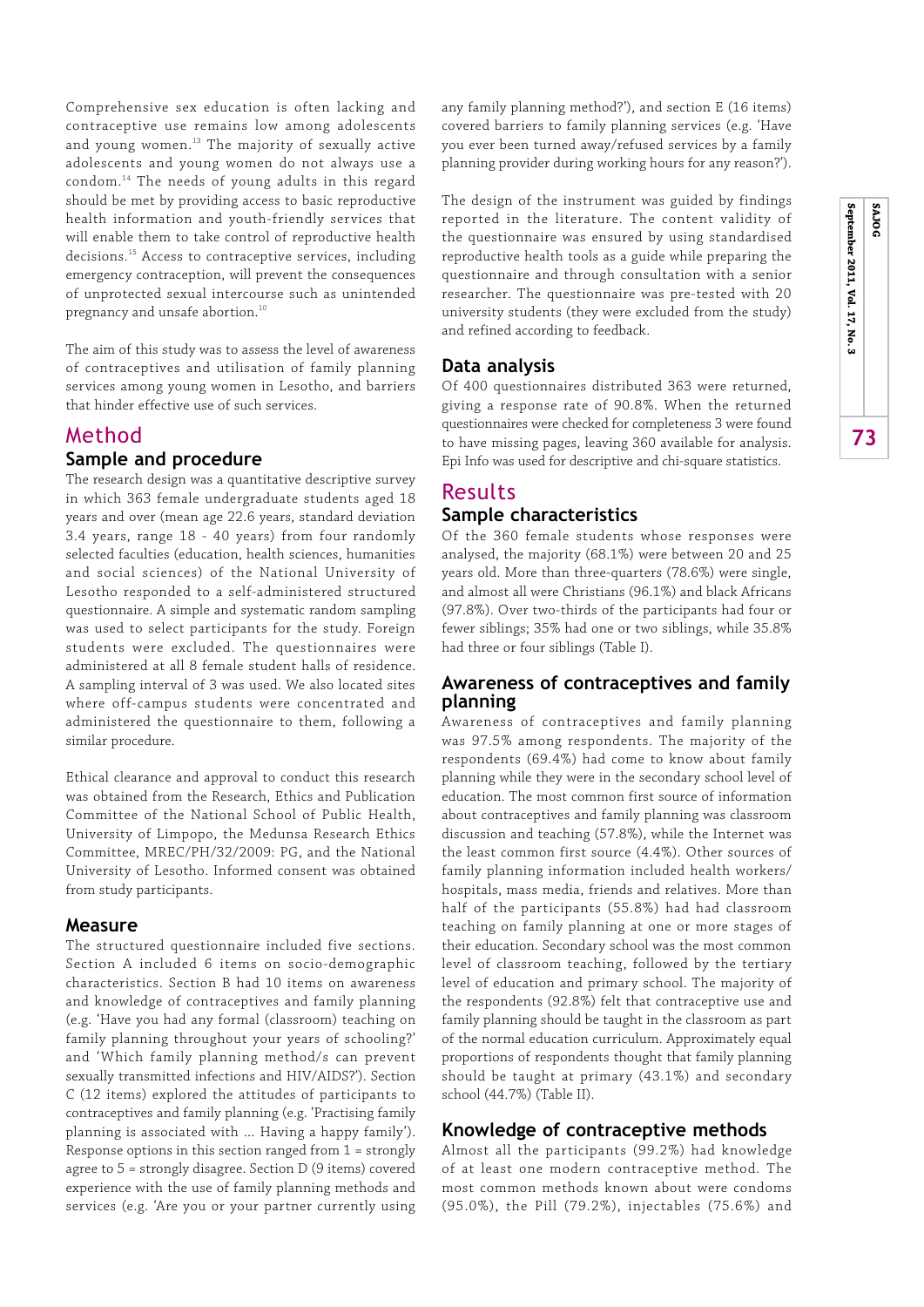Comprehensive sex education is often lacking and contraceptive use remains low among adolescents and young women.[13] The majority of sexually active adolescents and young women do not always use a condom.[14] The needs of young adults in this regard should be met by providing access to basic reproductive health information and youth-friendly services that will enable them to take control of reproductive health decisions.[15] Access to contraceptive services, including emergency contraception, will prevent the consequences of unprotected sexual intercourse such as unintended pregnancy and unsafe abortion.[10]

The aim of this study was to assess the level of awareness of contraceptives and utilisation of family planning services among young women in Lesotho, and barriers that hinder effective use of such services.

# Method

## Sample and procedure

The research design was a quantitative descriptive survey in which 363 female undergraduate students aged 18 years and over (mean age 22.6 years, standard deviation 3.4 years, range 18 - 40 years) from four randomly selected faculties (education, health sciences, humanities and social sciences) of the National University of Lesotho responded to a self-administered structured questionnaire. A simple and systematic random sampling was used to select participants for the study. Foreign students were excluded. The questionnaires were administered at all 8 female student halls of residence. A sampling interval of 3 was used. We also located sites where off-campus students were concentrated and administered the questionnaire to them, following a similar procedure.

Ethical clearance and approval to conduct this research was obtained from the Research, Ethics and Publication Committee of the National School of Public Health, University of Limpopo, the Medunsa Research Ethics Committee, MREC/PH/32/2009: PG, and the National University of Lesotho. Informed consent was obtained from study participants.

## Measure

The structured questionnaire included five sections. Section A included 6 items on socio-demographic characteristics. Section B had 10 items on awareness and knowledge of contraceptives and family planning (e.g. 'Have you had any formal (classroom) teaching on family planning throughout your years of schooling?' and 'Which family planning method/s can prevent sexually transmitted infections and HIV/AIDS?'). Section C (12 items) explored the attitudes of participants to contraceptives and family planning (e.g. 'Practising family planning is associated with ... Having a happy family'). Response options in this section ranged from 1 = strongly agree to 5 = strongly disagree. Section D (9 items) covered experience with the use of family planning methods and services (e.g. 'Are you or your partner currently using any family planning method?'), and section E (16 items) covered barriers to family planning services (e.g. 'Have you ever been turned away/refused services by a family planning provider during working hours for any reason?').

The design of the instrument was guided by findings reported in the literature. The content validity of the questionnaire was ensured by using standardised reproductive health tools as a guide while preparing the questionnaire and through consultation with a senior researcher. The questionnaire was pre-tested with 20 university students (they were excluded from the study) and refined according to feedback.

## Data analysis

Of 400 questionnaires distributed 363 were returned, giving a response rate of 90.8%. When the returned questionnaires were checked for completeness 3 were found to have missing pages, leaving 360 available for analysis. Epi Info was used for descriptive and chi-square statistics.

# Results

## Sample characteristics

Of the 360 female students whose responses were analysed, the majority (68.1%) were between 20 and 25 years old. More than three-quarters (78.6%) were single, and almost all were Christians (96.1%) and black Africans (97.8%). Over two-thirds of the participants had four or fewer siblings; 35% had one or two siblings, while 35.8% had three or four siblings (Table I).

## Awareness of contraceptives and family planning

Awareness of contraceptives and family planning was 97.5% among respondents. The majority of the respondents (69.4%) had come to know about family planning while they were in the secondary school level of education. The most common first source of information about contraceptives and family planning was classroom discussion and teaching (57.8%), while the Internet was the least common first source (4.4%). Other sources of family planning information included health workers/hospitals, mass media, friends and relatives. More than half of the participants (55.8%) had had classroom teaching on family planning at one or more stages of their education. Secondary school was the most common level of classroom teaching, followed by the tertiary level of education and primary school. The majority of the respondents (92.8%) felt that contraceptive use and family planning should be taught in the classroom as part of the normal education curriculum. Approximately equal proportions of respondents thought that family planning should be taught at primary (43.1%) and secondary school (44.7%) (Table II).

## Knowledge of contraceptive methods

Almost all the participants (99.2%) had knowledge of at least one modern contraceptive method. The most common methods known about were condoms (95.0%), the Pill (79.2%), injectables (75.6%) and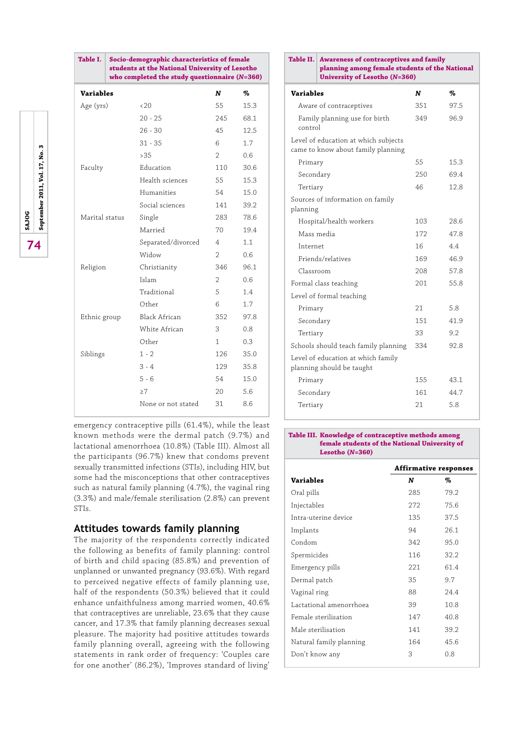**Table I. Socio-demographic characteristics of female students at the National University of Lesotho who completed the study questionnaire (*N*=360)**

| Variables | | *N* | % |
|---|---|---|---|
| Age (yrs) | <20 | 55 | 15.3 |
| | 20 - 25 | 245 | 68.1 |
| | 26 - 30 | 45 | 12.5 |
| | 31 - 35 | 6 | 1.7 |
| | >35 | 2 | 0.6 |
| Faculty | Education | 110 | 30.6 |
| | Health sciences | 55 | 15.3 |
| | Humanities | 54 | 15.0 |
| | Social sciences | 141 | 39.2 |
| Marital status | Single | 283 | 78.6 |
| | Married | 70 | 19.4 |
| | Separated/divorced | 4 | 1.1 |
| | Widow | 2 | 0.6 |
| Religion | Christianity | 346 | 96.1 |
| | Islam | 2 | 0.6 |
| | Traditional | 5 | 1.4 |
| | Other | 6 | 1.7 |
| Ethnic group | Black African | 352 | 97.8 |
| | White African | 3 | 0.8 |
| | Other | 1 | 0.3 |
| Siblings | 1 - 2 | 126 | 35.0 |
| | 3 - 4 | 129 | 35.8 |
| | 5 - 6 | 54 | 15.0 |
| | ≥7 | 20 | 5.6 |
| | None or not stated | 31 | 8.6 |

emergency contraceptive pills (61.4%), while the least known methods were the dermal patch (9.7%) and lactational amenorrhoea (10.8%) (Table III). Almost all the participants (96.7%) knew that condoms prevent sexually transmitted infections (STIs), including HIV, but some had the misconceptions that other contraceptives such as natural family planning (4.7%), the vaginal ring (3.3%) and male/female sterilisation (2.8%) can prevent STIs.

## Attitudes towards family planning

The majority of the respondents correctly indicated the following as benefits of family planning: control of birth and child spacing (85.8%) and prevention of unplanned or unwanted pregnancy (93.6%). With regard to perceived negative effects of family planning use, half of the respondents (50.3%) believed that it could enhance unfaithfulness among married women, 40.6% that contraceptives are unreliable, 23.6% that they cause cancer, and 17.3% that family planning decreases sexual pleasure. The majority had positive attitudes towards family planning overall, agreeing with the following statements in rank order of frequency: 'Couples care for one another' (86.2%), 'Improves standard of living'

**Table II. Awareness of contraceptives and family planning among female students of the National University of Lesotho (*N*=360)**

| Variables | *N* | % |
|---|---|---|
| Aware of contraceptives | 351 | 97.5 |
| Family planning use for birth control | 349 | 96.9 |
| Level of education at which subjects came to know about family planning | | |
| Primary | 55 | 15.3 |
| Secondary | 250 | 69.4 |
| Tertiary | 46 | 12.8 |
| Sources of information on family planning | | |
| Hospital/health workers | 103 | 28.6 |
| Mass media | 172 | 47.8 |
| Internet | 16 | 4.4 |
| Friends/relatives | 169 | 46.9 |
| Classroom | 208 | 57.8 |
| Formal class teaching | 201 | 55.8 |
| Level of formal teaching | | |
| Primary | 21 | 5.8 |
| Secondary | 151 | 41.9 |
| Tertiary | 33 | 9.2 |
| Schools should teach family planning | 334 | 92.8 |
| Level of education at which family planning should be taught | | |
| Primary | 155 | 43.1 |
| Secondary | 161 | 44.7 |
| Tertiary | 21 | 5.8 |

**Table III. Knowledge of contraceptive methods among female students of the National University of Lesotho (*N*=360)**

| | Affirmative responses | |
|---|---|---|
| **Variables** | ***N*** | **%** |
| Oral pills | 285 | 79.2 |
| Injectables | 272 | 75.6 |
| Intra-uterine device | 135 | 37.5 |
| Implants | 94 | 26.1 |
| Condom | 342 | 95.0 |
| Spermicides | 116 | 32.2 |
| Emergency pills | 221 | 61.4 |
| Dermal patch | 35 | 9.7 |
| Vaginal ring | 88 | 24.4 |
| Lactational amenorrhoea | 39 | 10.8 |
| Female sterilisation | 147 | 40.8 |
| Male sterilisation | 141 | 39.2 |
| Natural family planning | 164 | 45.6 |
| Don't know any | 3 | 0.8 |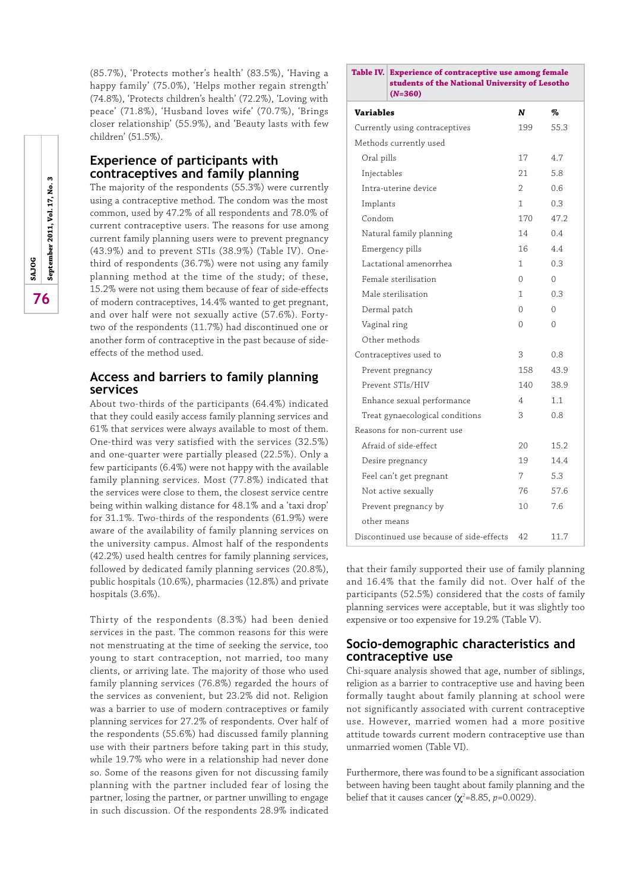(85.7%), 'Protects mother's health' (83.5%), 'Having a happy family' (75.0%), 'Helps mother regain strength' (74.8%), 'Protects children's health' (72.2%), 'Loving with peace' (71.8%), 'Husband loves wife' (70.7%), 'Brings closer relationship' (55.9%), and 'Beauty lasts with few children' (51.5%).

## Experience of participants with contraceptives and family planning

The majority of the respondents (55.3%) were currently using a contraceptive method. The condom was the most common, used by 47.2% of all respondents and 78.0% of current contraceptive users. The reasons for use among current family planning users were to prevent pregnancy (43.9%) and to prevent STIs (38.9%) (Table IV). One-third of respondents (36.7%) were not using any family planning method at the time of the study; of these, 15.2% were not using them because of fear of side-effects of modern contraceptives, 14.4% wanted to get pregnant, and over half were not sexually active (57.6%). Forty-two of the respondents (11.7%) had discontinued one or another form of contraceptive in the past because of side-effects of the method used.

## Access and barriers to family planning services

About two-thirds of the participants (64.4%) indicated that they could easily access family planning services and 61% that services were always available to most of them. One-third was very satisfied with the services (32.5%) and one-quarter were partially pleased (22.5%). Only a few participants (6.4%) were not happy with the available family planning services. Most (77.8%) indicated that the services were close to them, the closest service centre being within walking distance for 48.1% and a 'taxi drop' for 31.1%. Two-thirds of the respondents (61.9%) were aware of the availability of family planning services on the university campus. Almost half of the respondents (42.2%) used health centres for family planning services, followed by dedicated family planning services (20.8%), public hospitals (10.6%), pharmacies (12.8%) and private hospitals (3.6%).

Thirty of the respondents (8.3%) had been denied services in the past. The common reasons for this were not menstruating at the time of seeking the service, too young to start contraception, not married, too many clients, or arriving late. The majority of those who used family planning services (76.8%) regarded the hours of the services as convenient, but 23.2% did not. Religion was a barrier to use of modern contraceptives or family planning services for 27.2% of respondents. Over half of the respondents (55.6%) had discussed family planning use with their partners before taking part in this study, while 19.7% who were in a relationship had never done so. Some of the reasons given for not discussing family planning with the partner included fear of losing the partner, losing the partner, or partner unwilling to engage in such discussion. Of the respondents 28.9% indicated that their family supported their use of family planning and 16.4% that the family did not. Over half of the participants (52.5%) considered that the costs of family planning services were acceptable, but it was slightly too expensive or too expensive for 19.2% (Table V).

**Table IV. Experience of contraceptive use among female students of the National University of Lesotho (*N*=360)**

| Variables | *N* | % |
|---|---|---|
| Currently using contraceptives | 199 | 55.3 |
| Methods currently used | | |
| Oral pills | 17 | 4.7 |
| Injectables | 21 | 5.8 |
| Intra-uterine device | 2 | 0.6 |
| Implants | 1 | 0.3 |
| Condom | 170 | 47.2 |
| Natural family planning | 14 | 0.4 |
| Emergency pills | 16 | 4.4 |
| Lactational amenorrhea | 1 | 0.3 |
| Female sterilisation | 0 | 0 |
| Male sterilisation | 1 | 0.3 |
| Dermal patch | 0 | 0 |
| Vaginal ring | 0 | 0 |
| Other methods | 3 | 0.8 |
| Contraceptives used to | | |
| Prevent pregnancy | 158 | 43.9 |
| Prevent STIs/HIV | 140 | 38.9 |
| Enhance sexual performance | 4 | 1.1 |
| Treat gynaecological conditions | 3 | 0.8 |
| Reasons for non-current use | | |
| Afraid of side-effect | 20 | 15.2 |
| Desire pregnancy | 19 | 14.4 |
| Feel can't get pregnant | 7 | 5.3 |
| Not active sexually | 76 | 57.6 |
| Prevent pregnancy by other means | 10 | 7.6 |
| Discontinued use because of side-effects | 42 | 11.7 |

## Socio-demographic characteristics and contraceptive use

Chi-square analysis showed that age, number of siblings, religion as a barrier to contraceptive use and having been formally taught about family planning at school were not significantly associated with current contraceptive use. However, married women had a more positive attitude towards current modern contraceptive use than unmarried women (Table VI).

Furthermore, there was found to be a significant association between having been taught about family planning and the belief that it causes cancer ($\chi^2$=8.85, $p$=0.0029).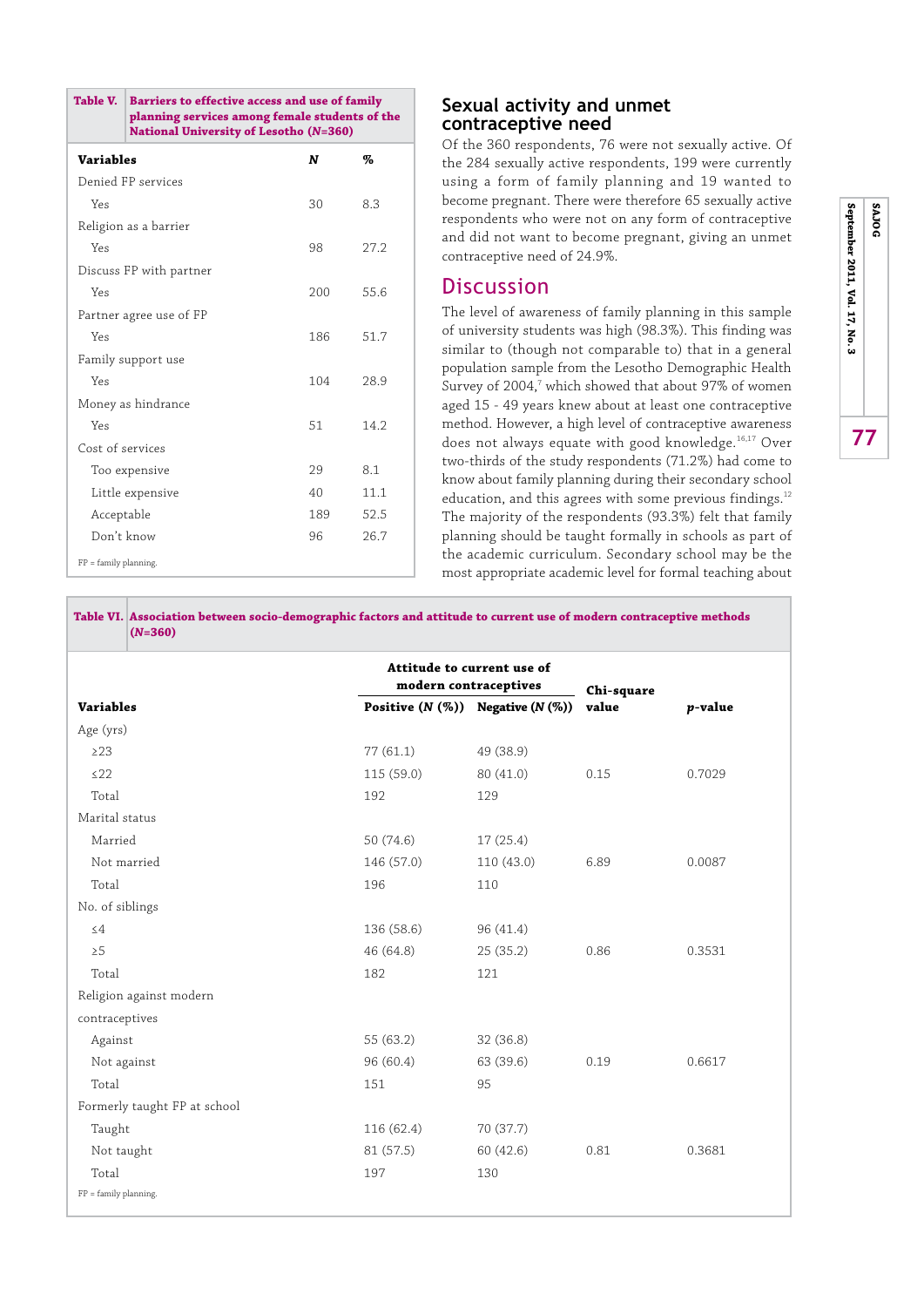**Table V. Barriers to effective access and use of family planning services among female students of the National University of Lesotho (*N*=360)**

| Variables | *N* | % |
|---|---|---|
| Denied FP services | | |
| Yes | 30 | 8.3 |
| Religion as a barrier | | |
| Yes | 98 | 27.2 |
| Discuss FP with partner | | |
| Yes | 200 | 55.6 |
| Partner agree use of FP | | |
| Yes | 186 | 51.7 |
| Family support use | | |
| Yes | 104 | 28.9 |
| Money as hindrance | | |
| Yes | 51 | 14.2 |
| Cost of services | | |
| Too expensive | 29 | 8.1 |
| Little expensive | 40 | 11.1 |
| Acceptable | 189 | 52.5 |
| Don't know | 96 | 26.7 |

FP = family planning.

## Sexual activity and unmet contraceptive need

Of the 360 respondents, 76 were not sexually active. Of the 284 sexually active respondents, 199 were currently using a form of family planning and 19 wanted to become pregnant. There were therefore 65 sexually active respondents who were not on any form of contraceptive and did not want to become pregnant, giving an unmet contraceptive need of 24.9%.

# Discussion

The level of awareness of family planning in this sample of university students was high (98.3%). This finding was similar to (though not comparable to) that in a general population sample from the Lesotho Demographic Health Survey of 2004,[7] which showed that about 97% of women aged 15 - 49 years knew about at least one contraceptive method. However, a high level of contraceptive awareness does not always equate with good knowledge.[16,17] Over two-thirds of the study respondents (71.2%) had come to know about family planning during their secondary school education, and this agrees with some previous findings.[12] The majority of the respondents (93.3%) felt that family planning should be taught formally in schools as part of the academic curriculum. Secondary school may be the most appropriate academic level for formal teaching about

**Table VI. Association between socio-demographic factors and attitude to current use of modern contraceptive methods (*N*=360)**

| | Attitude to current use of modern contraceptives | | | |
|---|---|---|---|---|
| Variables | Positive (*N* (%)) | Negative (*N* (%)) | Chi-square value | *p*-value |
| Age (yrs) | | | | |
| ≥23 | 77 (61.1) | 49 (38.9) | | |
| ≤22 | 115 (59.0) | 80 (41.0) | 0.15 | 0.7029 |
| Total | 192 | 129 | | |
| Marital status | | | | |
| Married | 50 (74.6) | 17 (25.4) | | |
| Not married | 146 (57.0) | 110 (43.0) | 6.89 | 0.0087 |
| Total | 196 | 110 | | |
| No. of siblings | | | | |
| ≤4 | 136 (58.6) | 96 (41.4) | | |
| ≥5 | 46 (64.8) | 25 (35.2) | 0.86 | 0.3531 |
| Total | 182 | 121 | | |
| Religion against modern contraceptives | | | | |
| Against | 55 (63.2) | 32 (36.8) | | |
| Not against | 96 (60.4) | 63 (39.6) | 0.19 | 0.6617 |
| Total | 151 | 95 | | |
| Formerly taught FP at school | | | | |
| Taught | 116 (62.4) | 70 (37.7) | | |
| Not taught | 81 (57.5) | 60 (42.6) | 0.81 | 0.3681 |
| Total | 197 | 130 | | |

FP = family planning.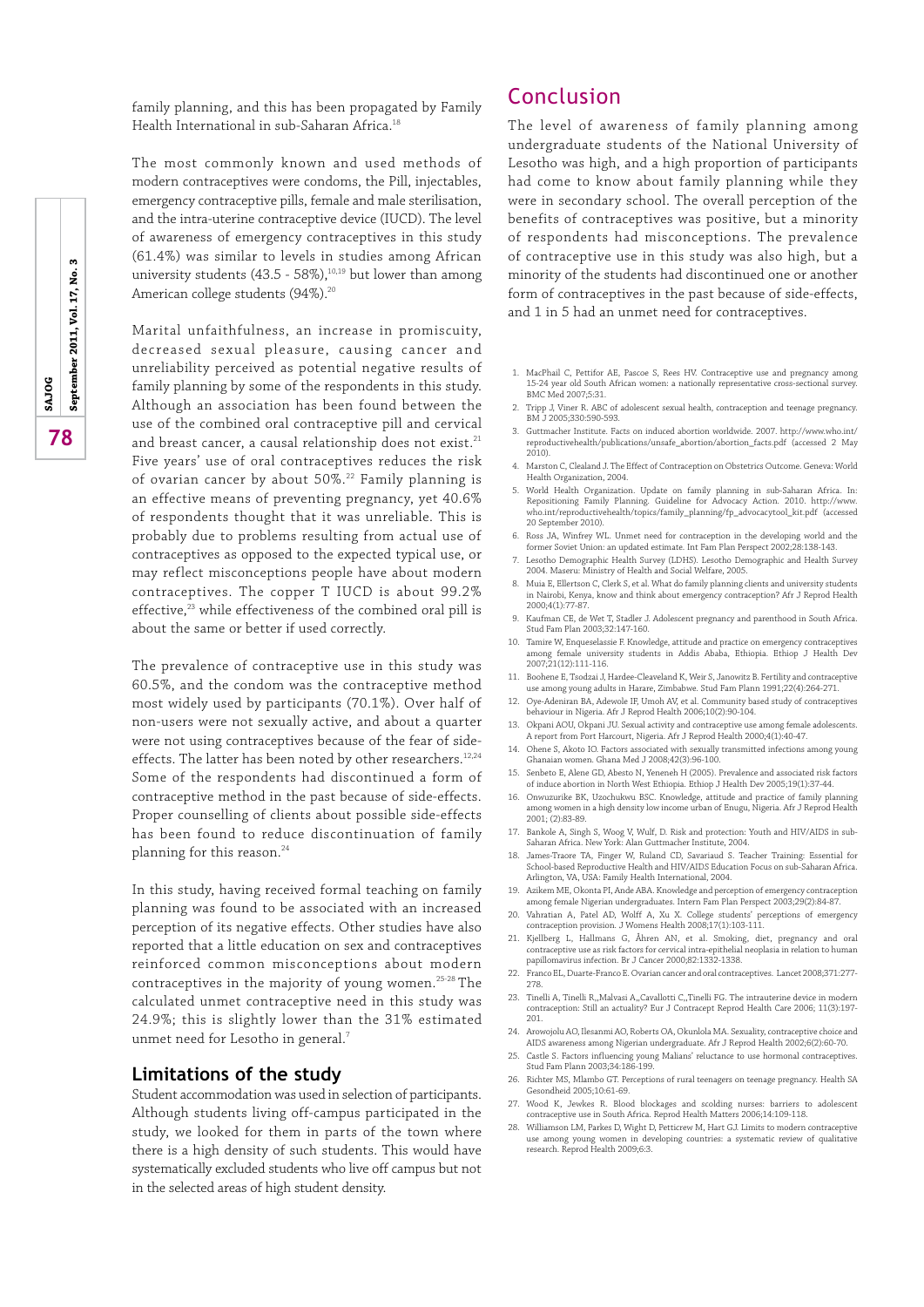family planning, and this has been propagated by Family Health International in sub-Saharan Africa.[18]

The most commonly known and used methods of modern contraceptives were condoms, the Pill, injectables, emergency contraceptive pills, female and male sterilisation, and the intra-uterine contraceptive device (IUCD). The level of awareness of emergency contraceptives in this study (61.4%) was similar to levels in studies among African university students (43.5 - 58%),[10,19] but lower than among American college students (94%).[20]

Marital unfaithfulness, an increase in promiscuity, decreased sexual pleasure, causing cancer and unreliability perceived as potential negative results of family planning by some of the respondents in this study. Although an association has been found between the use of the combined oral contraceptive pill and cervical and breast cancer, a causal relationship does not exist.[21] Five years' use of oral contraceptives reduces the risk of ovarian cancer by about 50%.[22] Family planning is an effective means of preventing pregnancy, yet 40.6% of respondents thought that it was unreliable. This is probably due to problems resulting from actual use of contraceptives as opposed to the expected typical use, or may reflect misconceptions people have about modern contraceptives. The copper T IUCD is about 99.2% effective,[23] while effectiveness of the combined oral pill is about the same or better if used correctly.

The prevalence of contraceptive use in this study was 60.5%, and the condom was the contraceptive method most widely used by participants (70.1%). Over half of non-users were not sexually active, and about a quarter were not using contraceptives because of the fear of side-effects. The latter has been noted by other researchers.[12,24] Some of the respondents had discontinued a form of contraceptive method in the past because of side-effects. Proper counselling of clients about possible side-effects has been found to reduce discontinuation of family planning for this reason.[24]

In this study, having received formal teaching on family planning was found to be associated with an increased perception of its negative effects. Other studies have also reported that a little education on sex and contraceptives reinforced common misconceptions about modern contraceptives in the majority of young women.[25-28] The calculated unmet contraceptive need in this study was 24.9%; this is slightly lower than the 31% estimated unmet need for Lesotho in general.[7]

## Limitations of the study

Student accommodation was used in selection of participants. Although students living off-campus participated in the study, we looked for them in parts of the town where there is a high density of such students. This would have systematically excluded students who live off campus but not in the selected areas of high student density.

# Conclusion

The level of awareness of family planning among undergraduate students of the National University of Lesotho was high, and a high proportion of participants had come to know about family planning while they were in secondary school. The overall perception of the benefits of contraceptives was positive, but a minority of respondents had misconceptions. The prevalence of contraceptive use in this study was also high, but a minority of the students had discontinued one or another form of contraceptives in the past because of side-effects, and 1 in 5 had an unmet need for contraceptives.

1. MacPhail C, Pettifor AE, Pascoe S, Rees HV. Contraceptive use and pregnancy among 15-24 year old South African women: a nationally representative cross-sectional survey. BMC Med 2007;5:31.
2. Tripp J, Viner R. ABC of adolescent sexual health, contraception and teenage pregnancy. BM J 2005;330:590-593.
3. Guttmacher Institute. Facts on induced abortion worldwide. 2007. http://www.who.int/reproductivehealth/publications/unsafe_abortion/abortion_facts.pdf (accessed 2 May 2010).
4. Marston C, Cleland J. The Effect of Contraception on Obstetrics Outcome. Geneva: World Health Organization, 2004.
5. World Health Organization. Update on family planning in sub-Saharan Africa. In: Repositioning Family Planning. Guideline for Advocacy Action. 2010. http://www.who.int/reproductivehealth/topics/family_planning/fp_advocacytool_kit.pdf (accessed 20 September 2010).
6. Ross JA, Winfrey WL. Unmet need for contraception in the developing world and the former Soviet Union: an updated estimate. Int Fam Plan Perspect 2002;28:138-143.
7. Lesotho Demographic Health Survey (LDHS). Lesotho Demographic and Health Survey 2004. Maseru: Ministry of Health and Social Welfare, 2005.
8. Muia E, Ellertson C, Clerk S, et al. What do family planning clients and university students in Nairobi, Kenya, know and think about emergency contraception? Afr J Reprod Health 2000;4(1):77-87.
9. Kaufman CE, de Wet T, Stadler J. Adolescent pregnancy and parenthood in South Africa. Stud Fam Plan 2003;32:147-160.
10. Tamire W, Enqueselassie F. Knowledge, attitude and practice on emergency contraceptives among female university students in Addis Ababa, Ethiopia. Ethiop J Health Dev 2007;21(12):111-116.
11. Boohene E, Tsodzai J, Hardee-Cleaveland K, Weir S, Janowitz B. Fertility and contraceptive use among young adults in Harare, Zimbabwe. Stud Fam Plann 1991;22(4):264-271.
12. Oye-Adeniran BA, Adewole IF, Umoh AV, et al. Community based study of contraceptives behaviour in Nigeria. Afr J Reprod Health 2006;10(2):90-104.
13. Okpani AOU, Okpani JU. Sexual activity and contraceptive use among female adolescents. A report from Port Harcourt, Nigeria. Afr J Reprod Health 2000;4(1):40-47.
14. Ohene S, Akoto IO. Factors associated with sexually transmitted infections among young Ghanaian women. Ghana Med J 2008;42(3):96-100.
15. Senbeto E, Alene GD, Abesto N, Yeneneh H (2005). Prevalence and associated risk factors of induce abortion in North West Ethiopia. Ethiop J Health Dev 2005;19(1):37-44.
16. Onwuzurike BK, Uzochukwu BSC. Knowledge, attitude and practice of family planning among women in a high density low income urban of Enugu, Nigeria. Afr J Reprod Health 2001; (2):83-89.
17. Bankole A, Singh S, Woog V, Wulf, D. Risk and protection: Youth and HIV/AIDS in sub-Saharan Africa. New York: Alan Guttmacher Institute, 2004.
18. James-Traore TA, Finger W, Ruland CD, Savariaud S. Teacher Training: Essential for School-based Reproductive Health and HIV/AIDS Education Focus on sub-Saharan Africa. Arlington, VA, USA: Family Health International, 2004.
19. Azikem ME, Okonta PI, Ande ABA. Knowledge and perception of emergency contraception among female Nigerian undergraduates. Intern Fam Plan Perspect 2003;29(2):84-87.
20. Vahratian A, Patel AD, Wolff A, Xu X. College students' perceptions of emergency contraception provision. J Womens Health 2008;17(1):103-111.
21. Kjellberg L, Hallmans G, Åhren AN, et al. Smoking, diet, pregnancy and oral contraceptive use as risk factors for cervical intra-epithelial neoplasia in relation to human papillomavirus infection. Br J Cancer 2000;82:1332-1338.
22. Franco EL, Duarte-Franco E. Ovarian cancer and oral contraceptives. Lancet 2008;371:277-278.
23. Tinelli A, Tinelli R,,Malvasi A,,Cavallotti C,,Tinelli FG. The intrauterine device in modern contraception: Still an actuality? Eur J Contracept Reprod Health Care 2006; 11(3):197-201.
24. Arowojolu AO, Ilesanmi AO, Roberts OA, Okunlola MA. Sexuality, contraceptive choice and AIDS awareness among Nigerian undergraduate. Afr J Reprod Health 2002;6(2):60-70.
25. Castle S. Factors influencing young Malians' reluctance to use hormonal contraceptives. Stud Fam Plann 2003;34:186-199.
26. Richter MS, Mlambo GT. Perceptions of rural teenagers on teenage pregnancy. Health SA Gesondheid 2005;10:61-69.
27. Wood K, Jewkes R. Blood blockages and scolding nurses: barriers to adolescent contraceptive use in South Africa. Reprod Health Matters 2006;14:109-118.
28. Williamson LM, Parkes D, Wight D, Petticrew M, Hart GJ. Limits to modern contraceptive use among young women in developing countries: a systematic review of qualitative research. Reprod Health 2009;6:3.